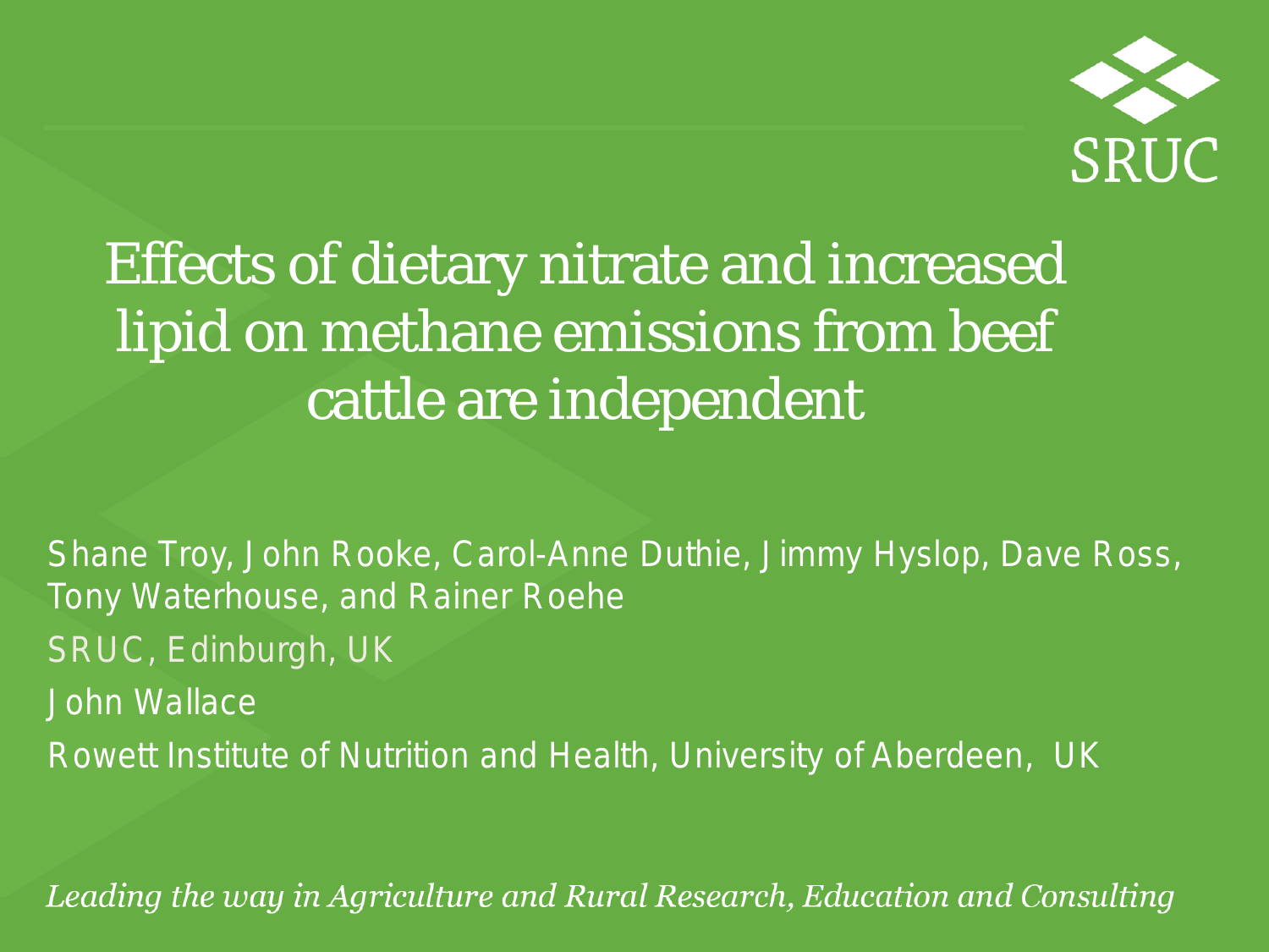SRUC

# Effects of dietary nitrate and increased lipid on methane emissions from beef cattle are independent

Shane Troy, John Rooke, Carol-Anne Duthie, Jimmy Hyslop, Dave Ross, Tony Waterhouse, and Rainer Roehe

SRUC, Edinburgh, UK

John Wallace

Rowett Institute of Nutrition and Health, University of Aberdeen, UK

*Leading the way in Agriculture and Rural Research, Education and Consulting*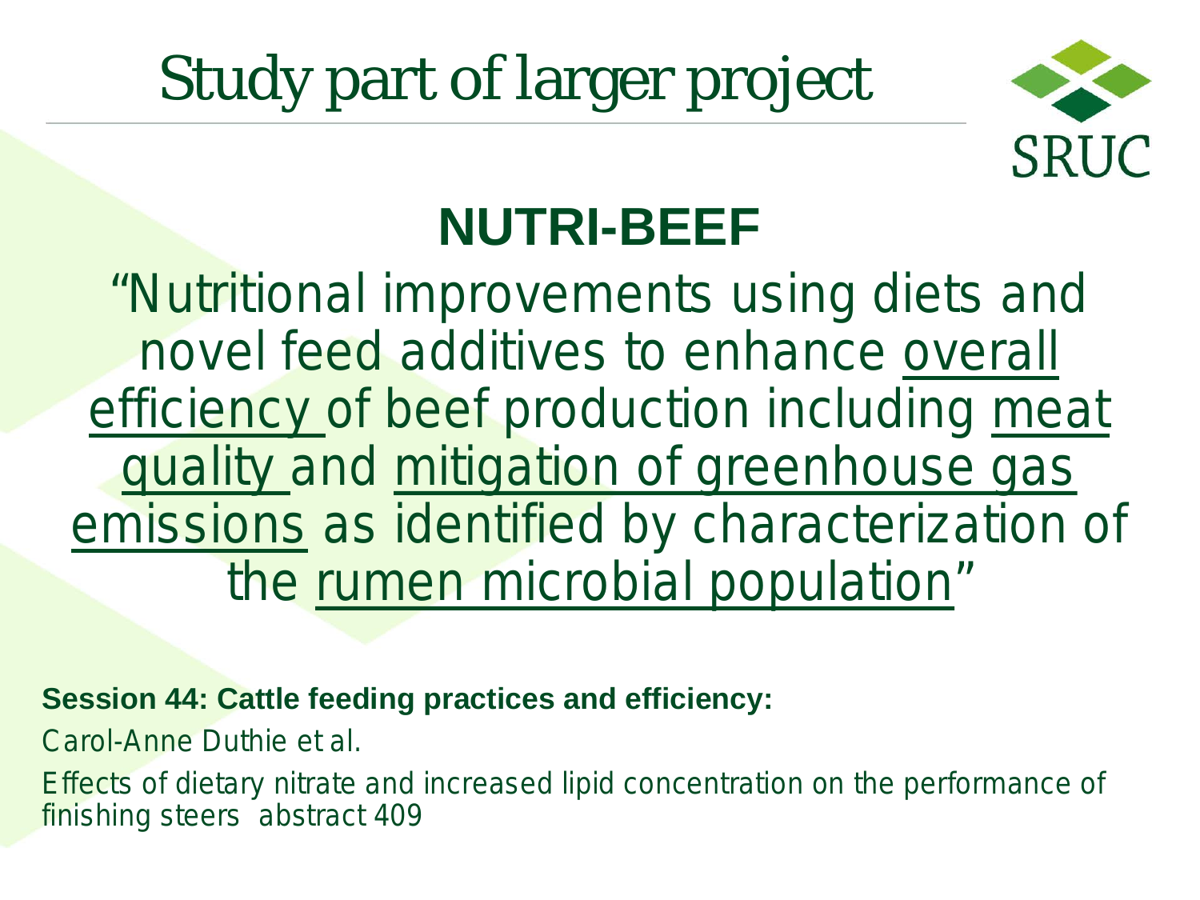# Study part of larger project

## NUTRI-BEEF

"Nutritional improvements using diets and novel feed additives to enhance overall efficiency of beef production including meat quality and mitigation of greenhouse gas emissions as identified by characterization of the rumen microbial population"

**Session 44: Cattle feeding practices and efficiency:**

Carol-Anne Duthie et al.

Effects of dietary nitrate and increased lipid concentration on the performance of finishing steers abstract 409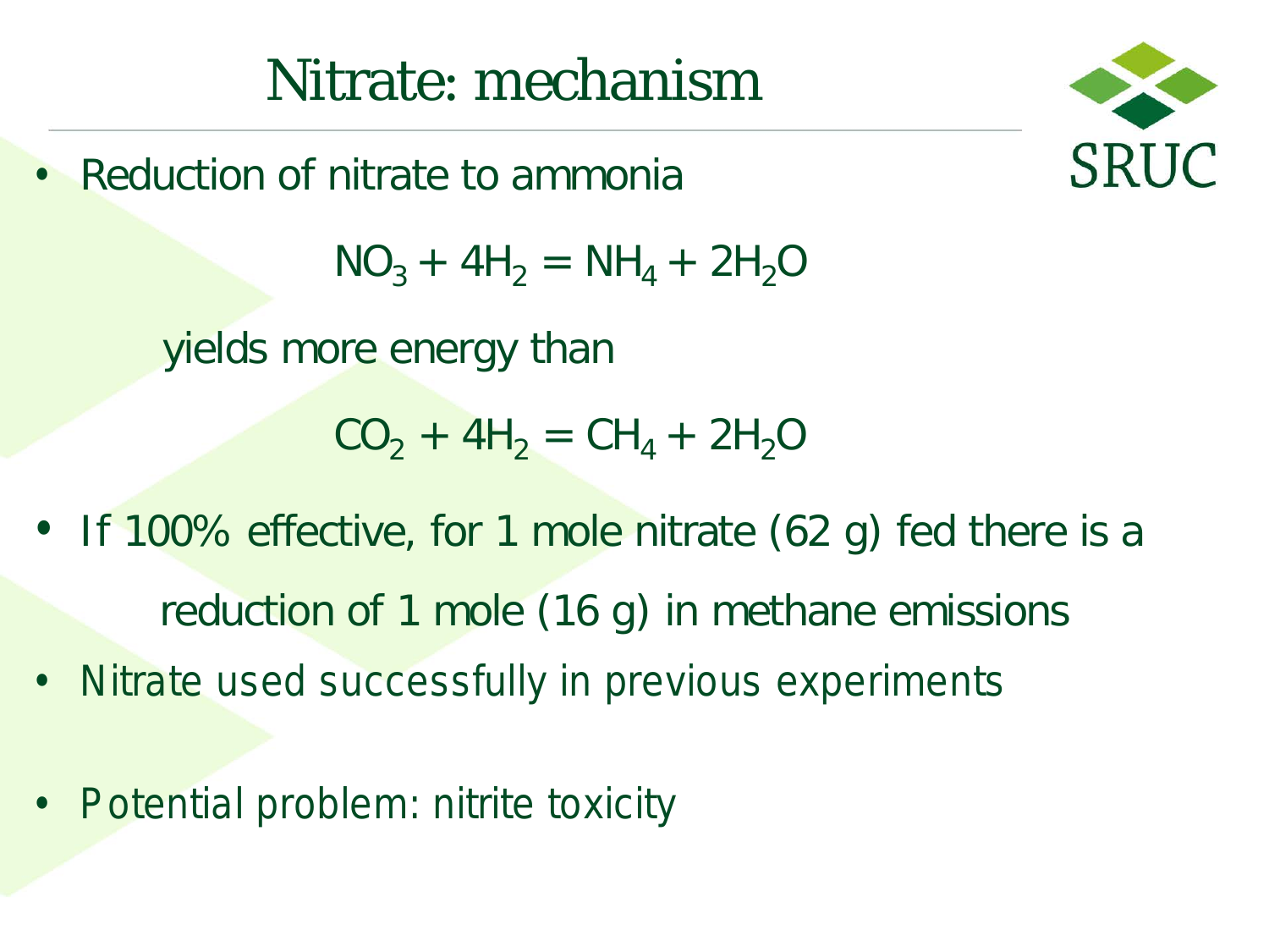# Nitrate: mechanism

- Reduction of nitrate to ammonia

$$NO_3 + 4H_2 = NH_4 + 2H_2O$$

yields more energy than

$$CO_2 + 4H_2 = CH_4 + 2H_2O$$

- If 100% effective, for 1 mole nitrate (62 g) fed there is a reduction of 1 mole (16 g) in methane emissions
- Nitrate used successfully in previous experiments
- Potential problem: nitrite toxicity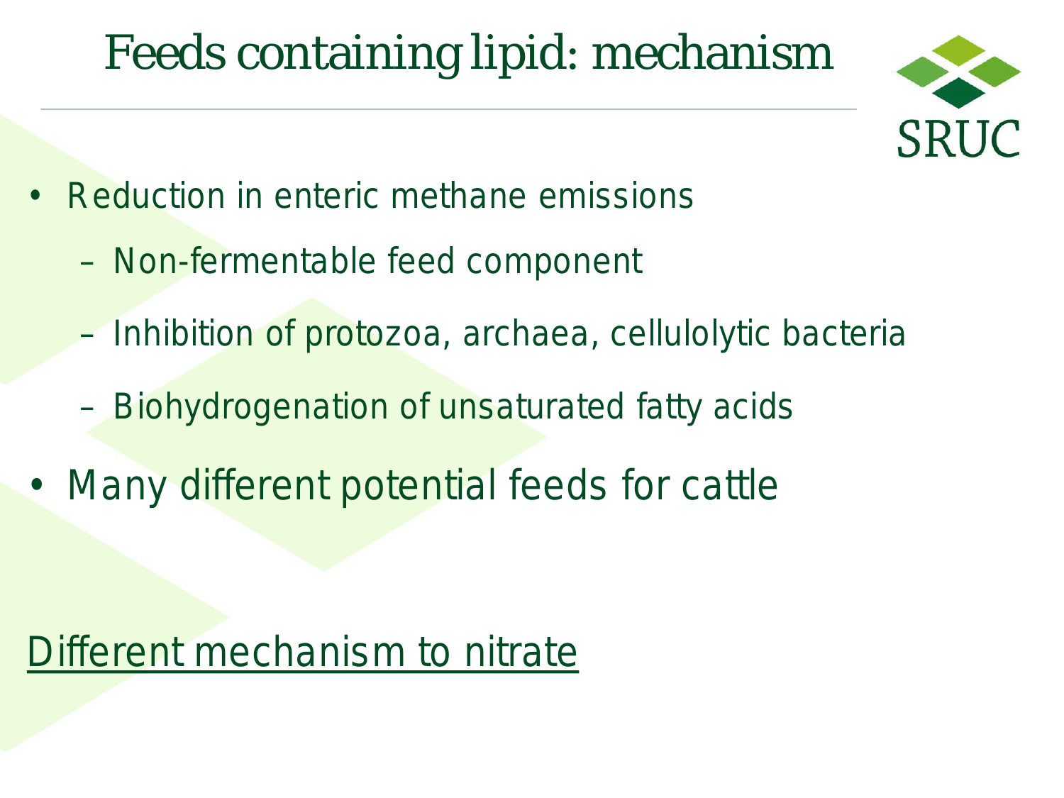# Feeds containing lipid: mechanism

- Reduction in enteric methane emissions
  - Non-fermentable feed component
  - Inhibition of protozoa, archaea, cellulolytic bacteria
  - Biohydrogenation of unsaturated fatty acids
- Many different potential feeds for cattle

<u>Different mechanism to nitrate</u>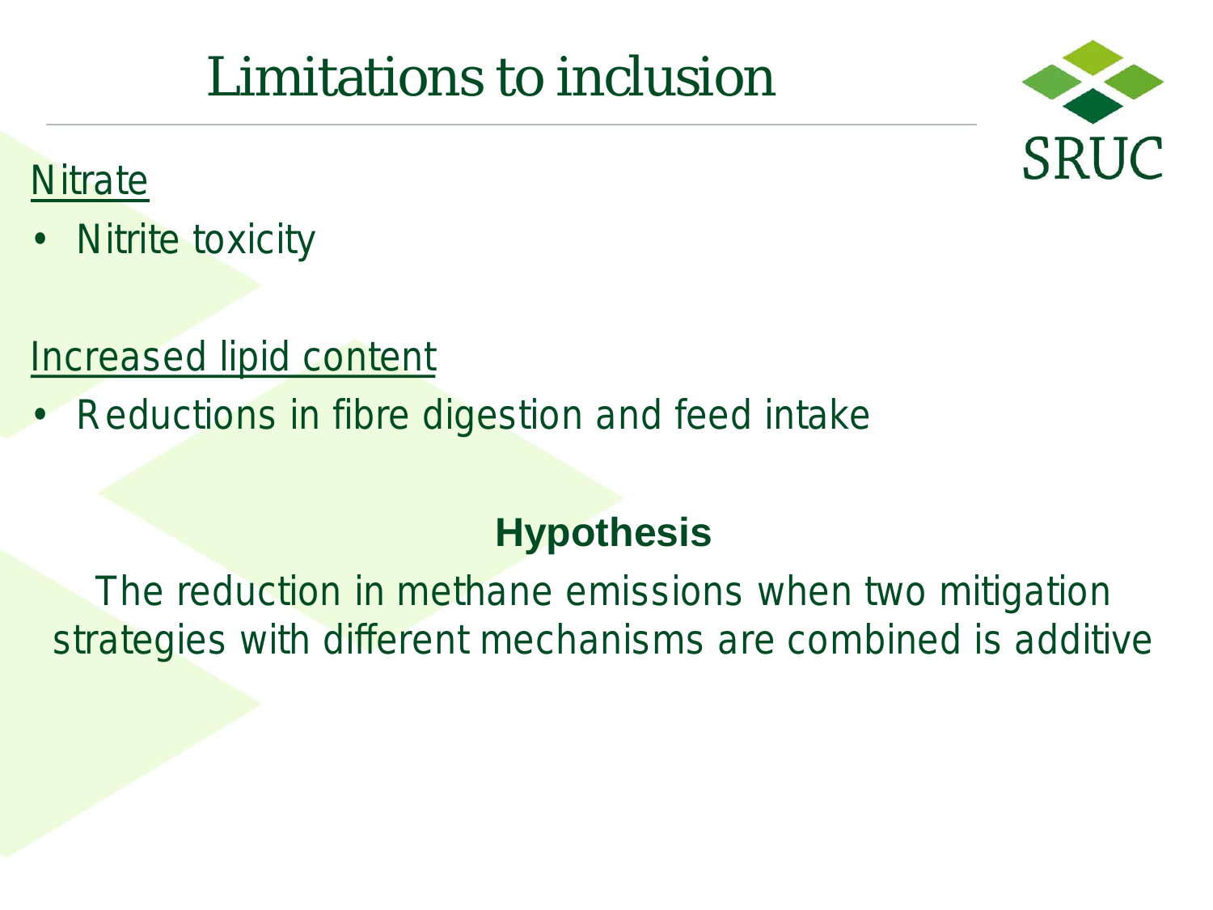# Limitations to inclusion

Nitrate

- Nitrite toxicity

Increased lipid content

- Reductions in fibre digestion and feed intake

**Hypothesis**

The reduction in methane emissions when two mitigation strategies with different mechanisms are combined is additive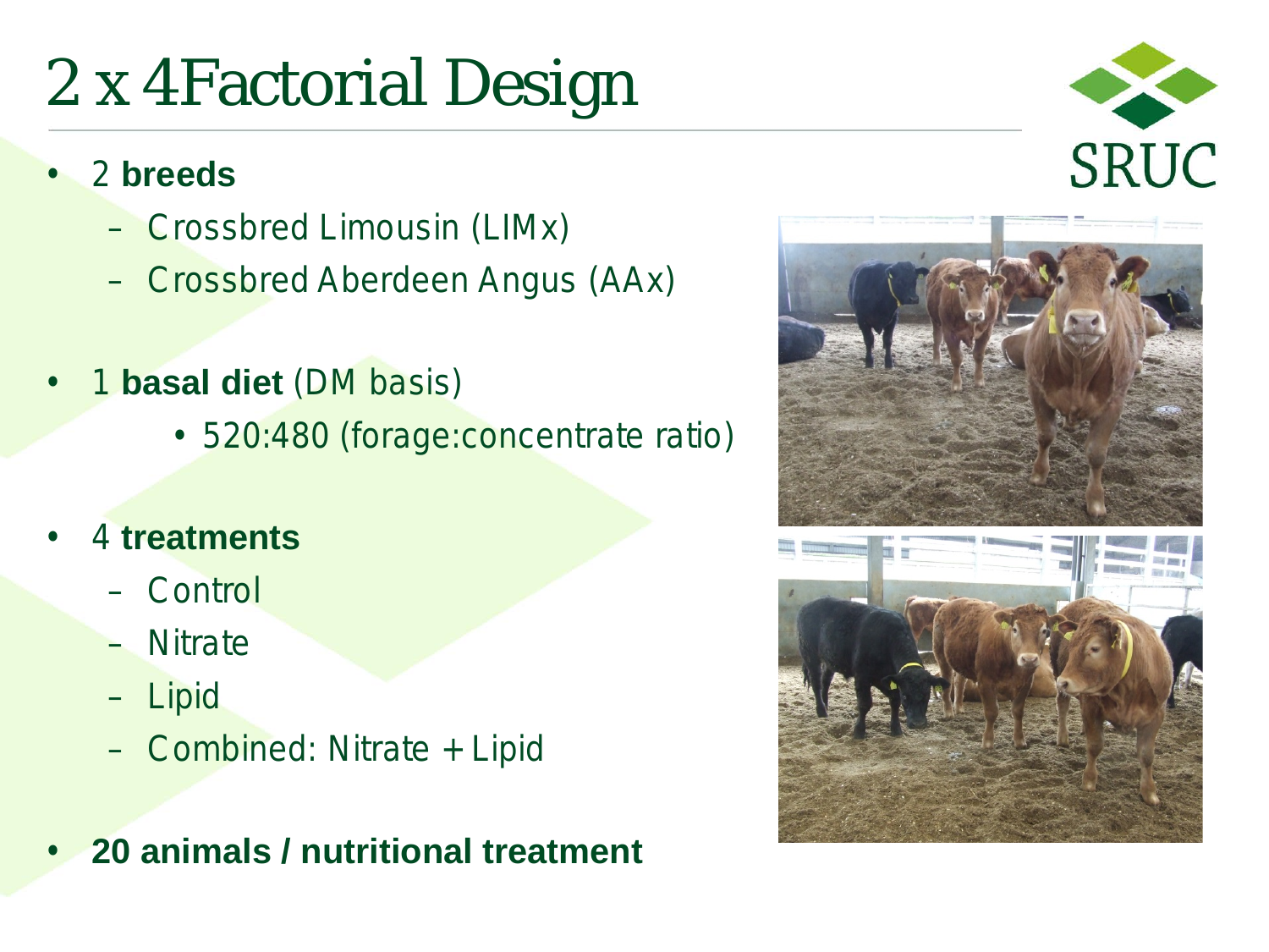# 2 x 4 Factorial Design

- 2 **breeds**
  - Crossbred Limousin (LIMx)
  - Crossbred Aberdeen Angus (AAx)
- 1 **basal diet** (DM basis)
  - 520:480 (forage:concentrate ratio)
- 4 **treatments**
  - Control
  - Nitrate
  - Lipid
  - Combined: Nitrate + Lipid
- **20 animals / nutritional treatment**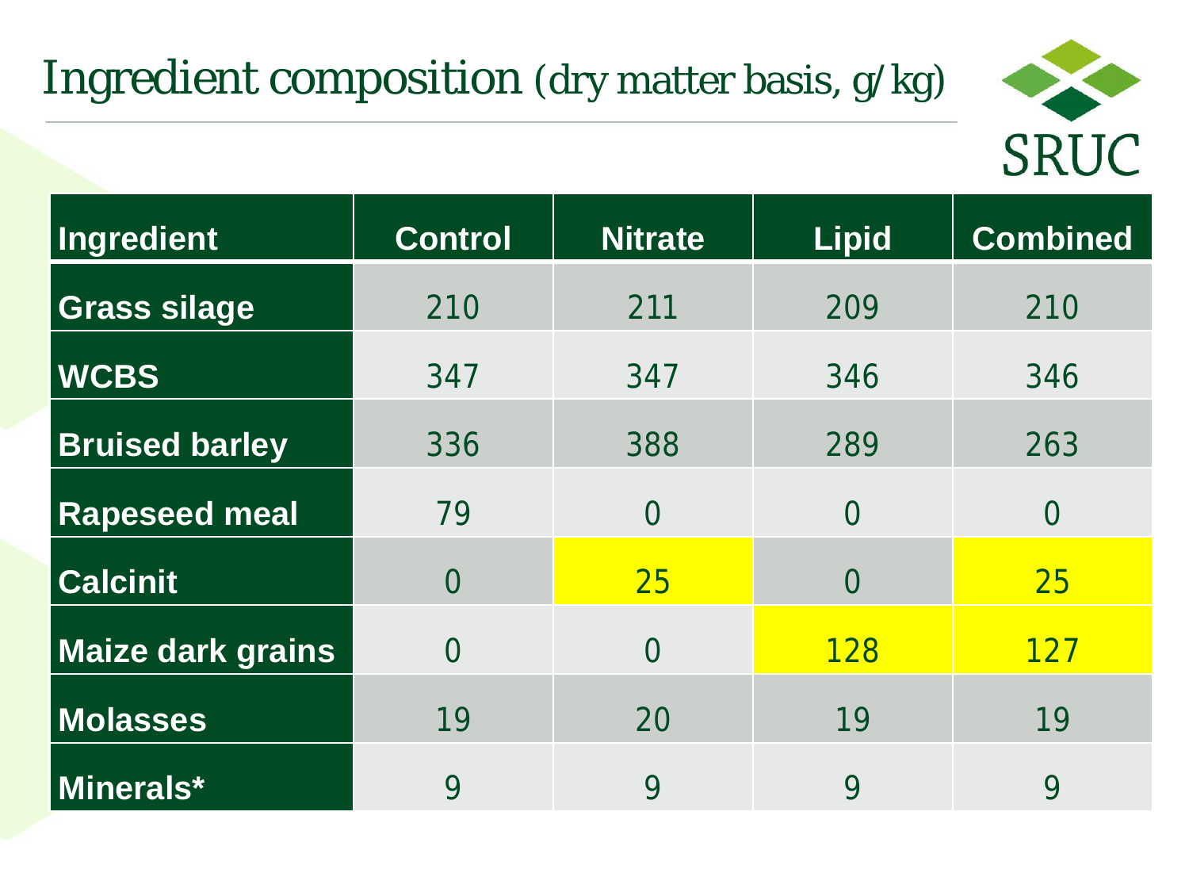# Ingredient composition (dry matter basis, g/kg)

| Ingredient | Control | Nitrate | Lipid | Combined |
|---|---|---|---|---|
| Grass silage | 210 | 211 | 209 | 210 |
| WCBS | 347 | 347 | 346 | 346 |
| Bruised barley | 336 | 388 | 289 | 263 |
| Rapeseed meal | 79 | 0 | 0 | 0 |
| Calcinit | 0 | 25 | 0 | 25 |
| Maize dark grains | 0 | 0 | 128 | 127 |
| Molasses | 19 | 20 | 19 | 19 |
| Minerals* | 9 | 9 | 9 | 9 |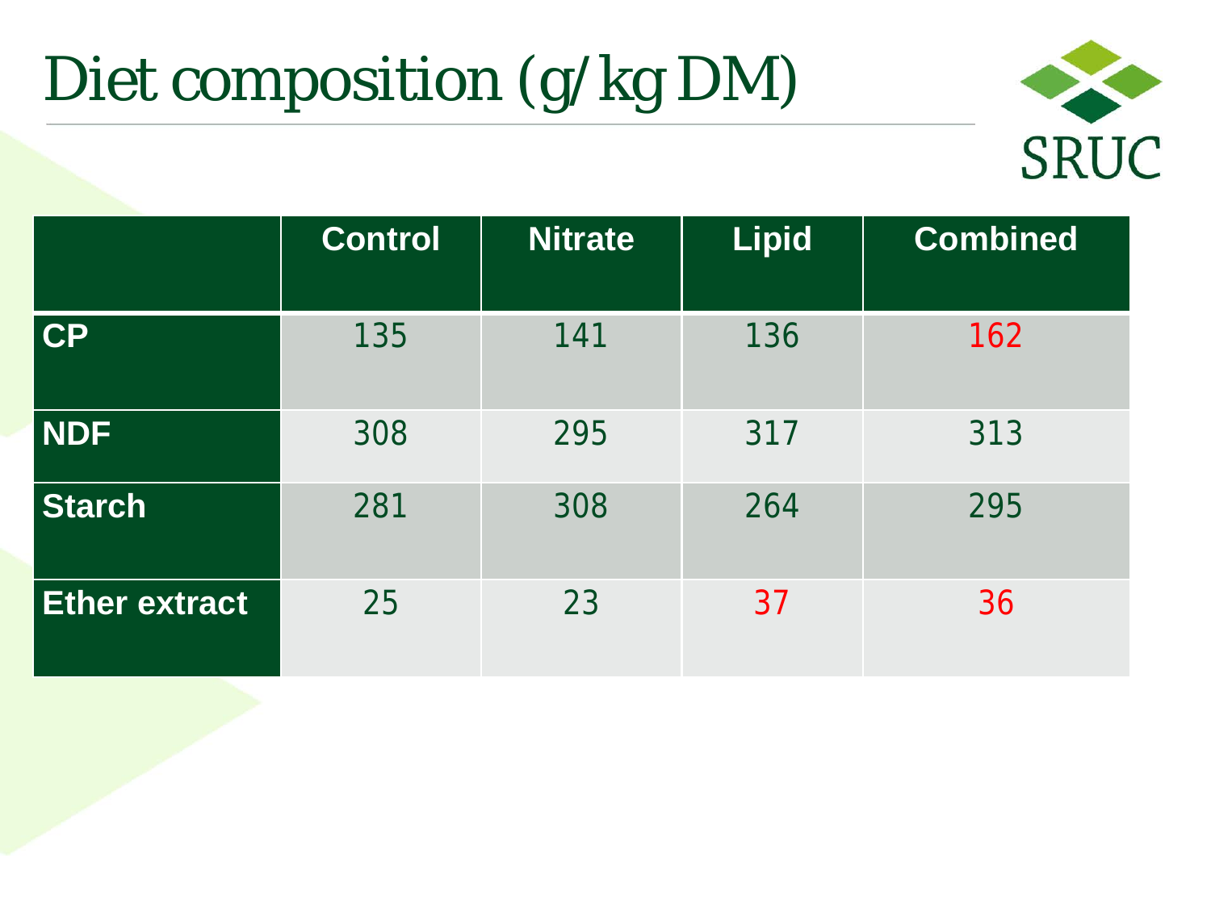# Diet composition (g/kg DM)

| | Control | Nitrate | Lipid | Combined |
|---|---|---|---|---|
| **CP** | 135 | 141 | 136 | 162 |
| **NDF** | 308 | 295 | 317 | 313 |
| **Starch** | 281 | 308 | 264 | 295 |
| **Ether extract** | 25 | 23 | 37 | 36 |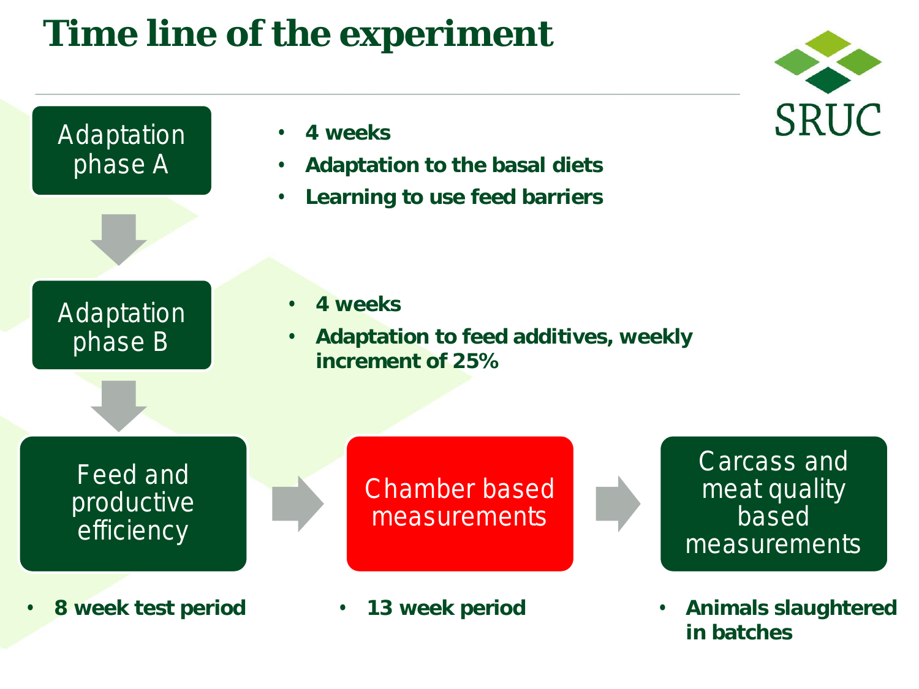# Time line of the experiment

SRUC

**Adaptation phase A**

- **4 weeks**
- **Adaptation to the basal diets**
- **Learning to use feed barriers**

**Adaptation phase B**

- **4 weeks**
- **Adaptation to feed additives, weekly increment of 25%**

**Feed and productive efficiency**

- **8 week test period**

**Chamber based measurements**

- **13 week period**

**Carcass and meat quality based measurements**

- **Animals slaughtered in batches**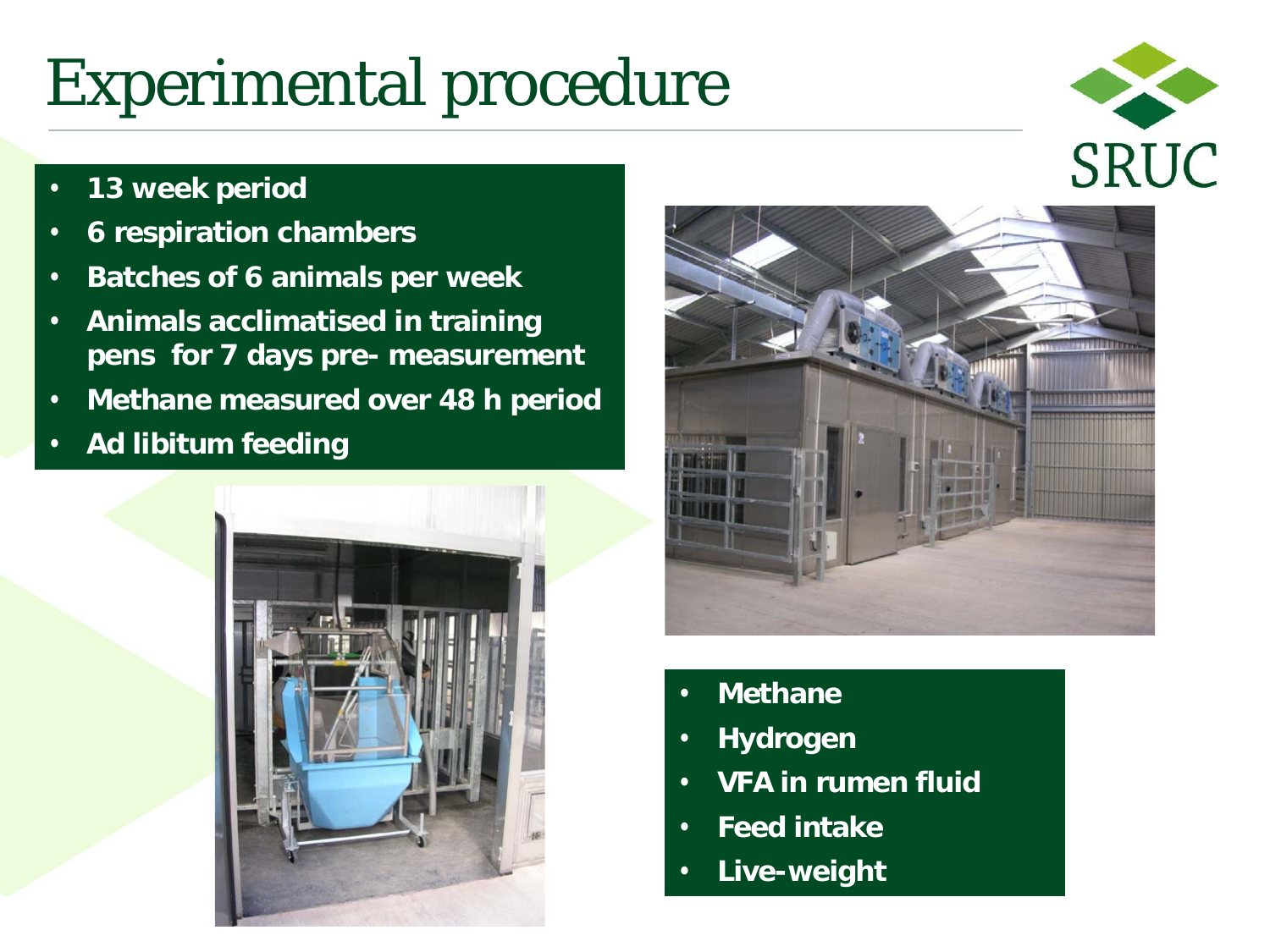# Experimental procedure

- 13 week period
- 6 respiration chambers
- Batches of 6 animals per week
- Animals acclimatised in training pens for 7 days pre- measurement
- Methane measured over 48 h period
- Ad libitum feeding

- Methane
- Hydrogen
- VFA in rumen fluid
- Feed intake
- Live-weight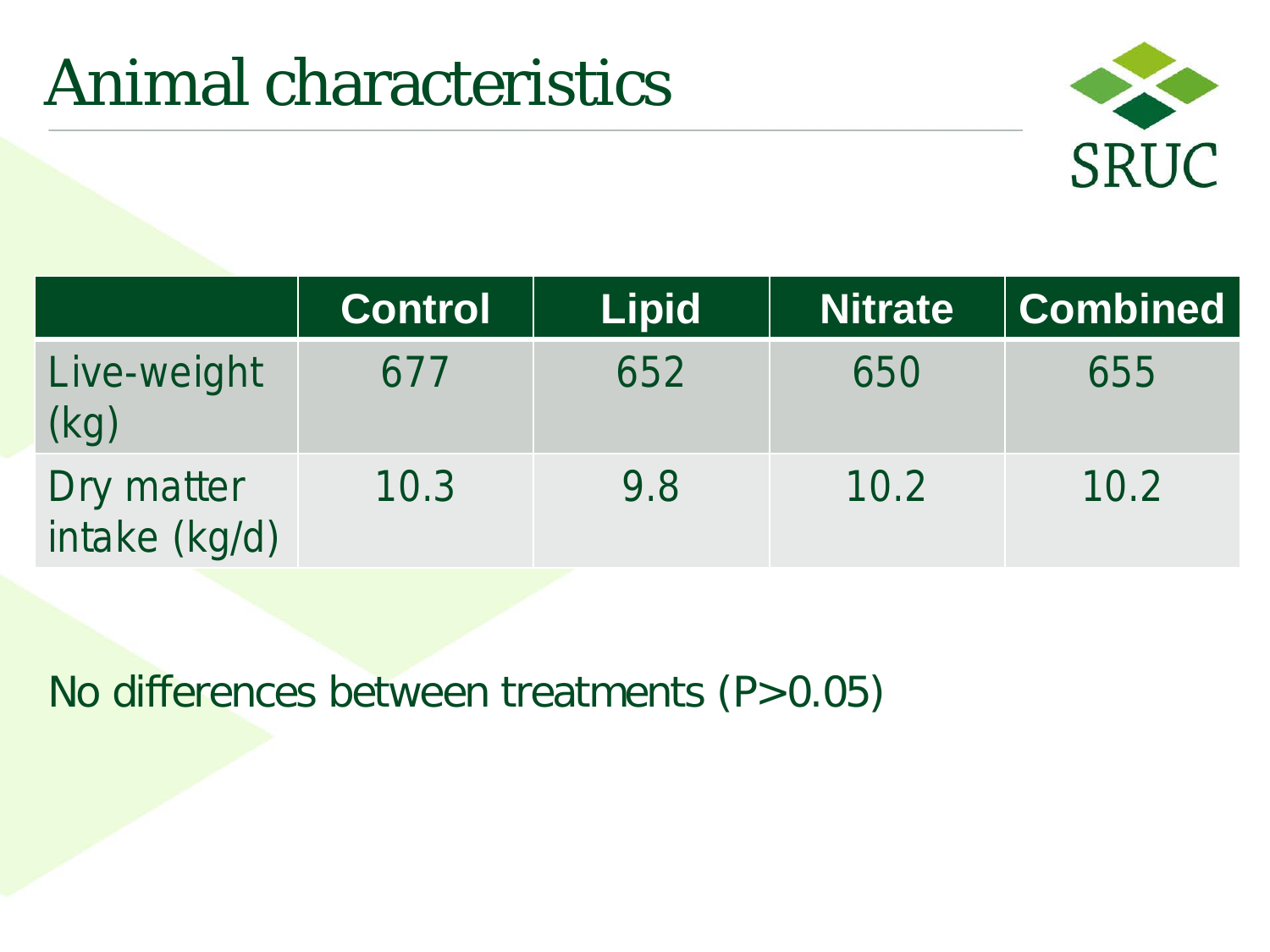# Animal characteristics

| | Control | Lipid | Nitrate | Combined |
|---|---|---|---|---|
| Live-weight (kg) | 677 | 652 | 650 | 655 |
| Dry matter intake (kg/d) | 10.3 | 9.8 | 10.2 | 10.2 |

No differences between treatments ($P>0.05$)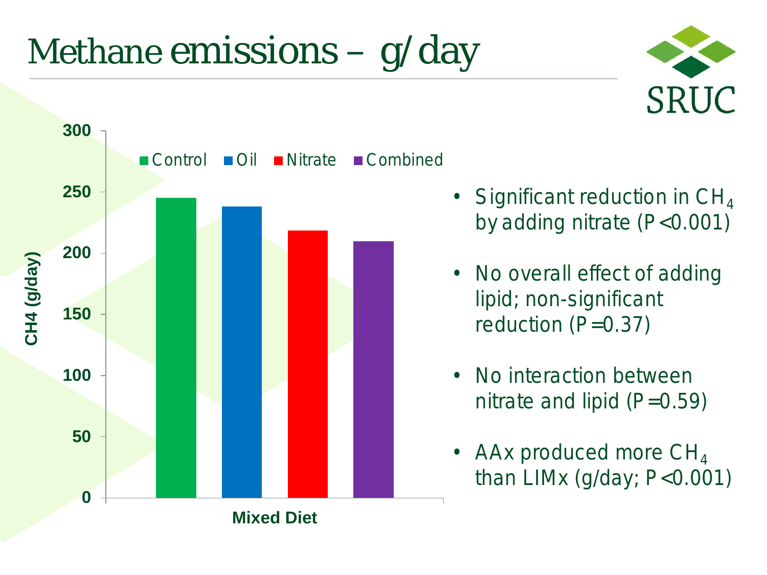# Methane emissions – g/day

- Significant reduction in $CH_4$ by adding nitrate ($P<0.001$)
- No overall effect of adding lipid; non-significant reduction ($P=0.37$)
- No interaction between nitrate and lipid ($P=0.59$)
- AAx produced more $CH_4$ than LIMx (g/day; $P<0.001$)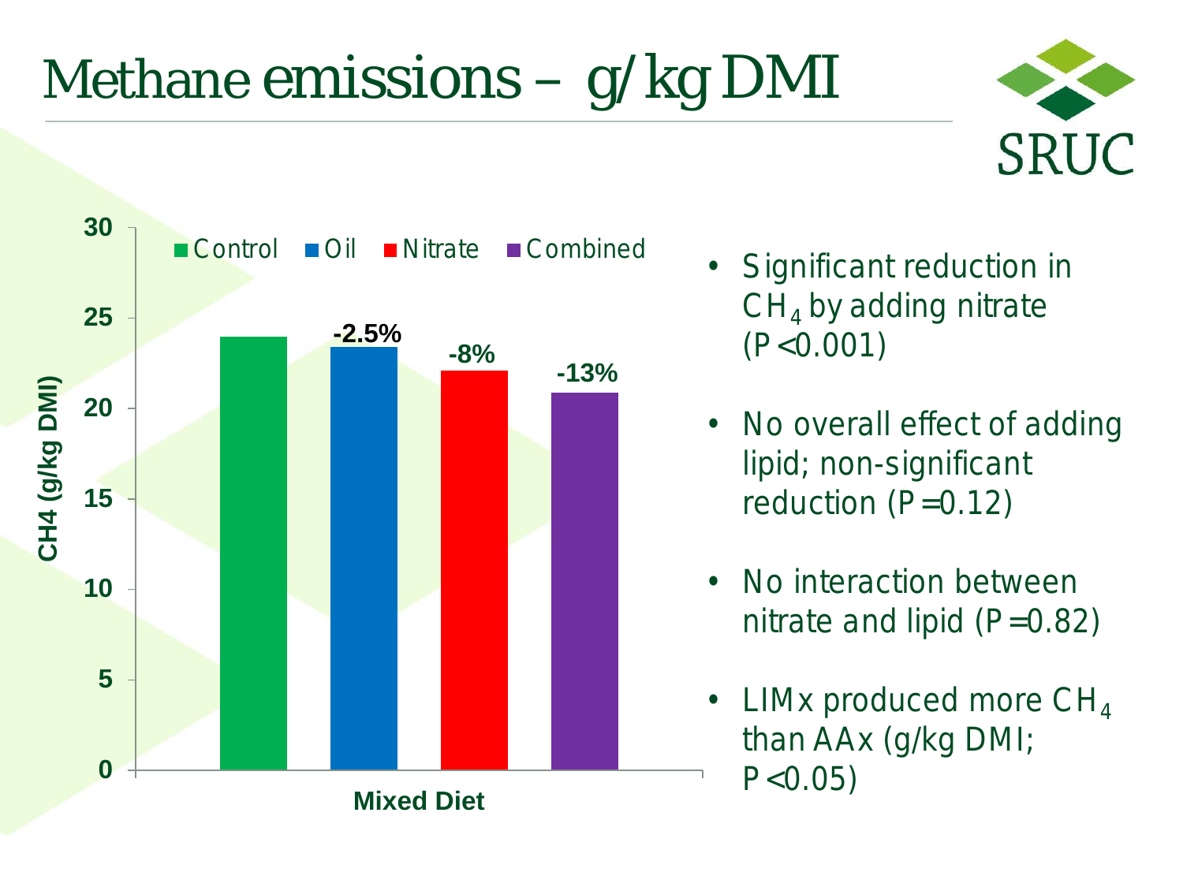# Methane emissions – g/kg DMI

CH4 (g/kg DMI)

Control | Oil | Nitrate | Combined

Mixed Diet

| Treatment | Change |
| --- | --- |
| Control | |
| Oil | -2.5% |
| Nitrate | -8% |
| Combined | -13% |

- Significant reduction in $CH_4$ by adding nitrate ($P < 0.001$)
- No overall effect of adding lipid; non-significant reduction ($P = 0.12$)
- No interaction between nitrate and lipid ($P = 0.82$)
- LIMx produced more $CH_4$ than AAx (g/kg DMI; $P < 0.05$)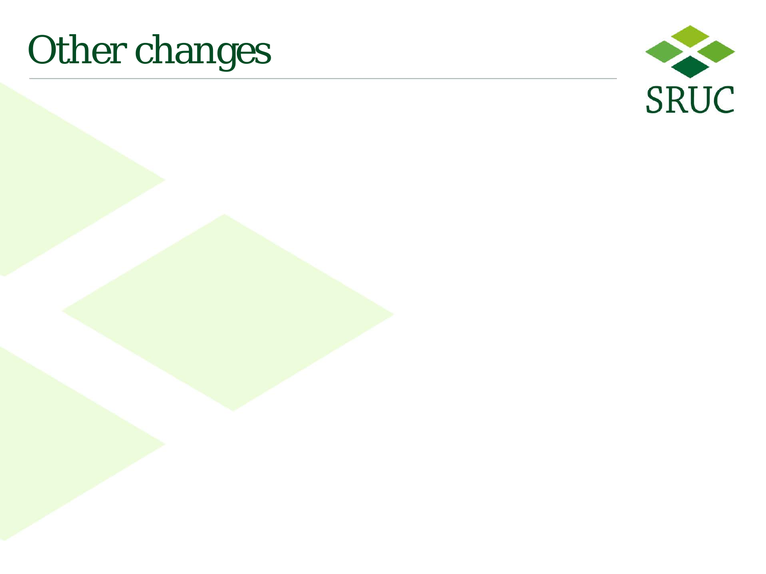# Other changes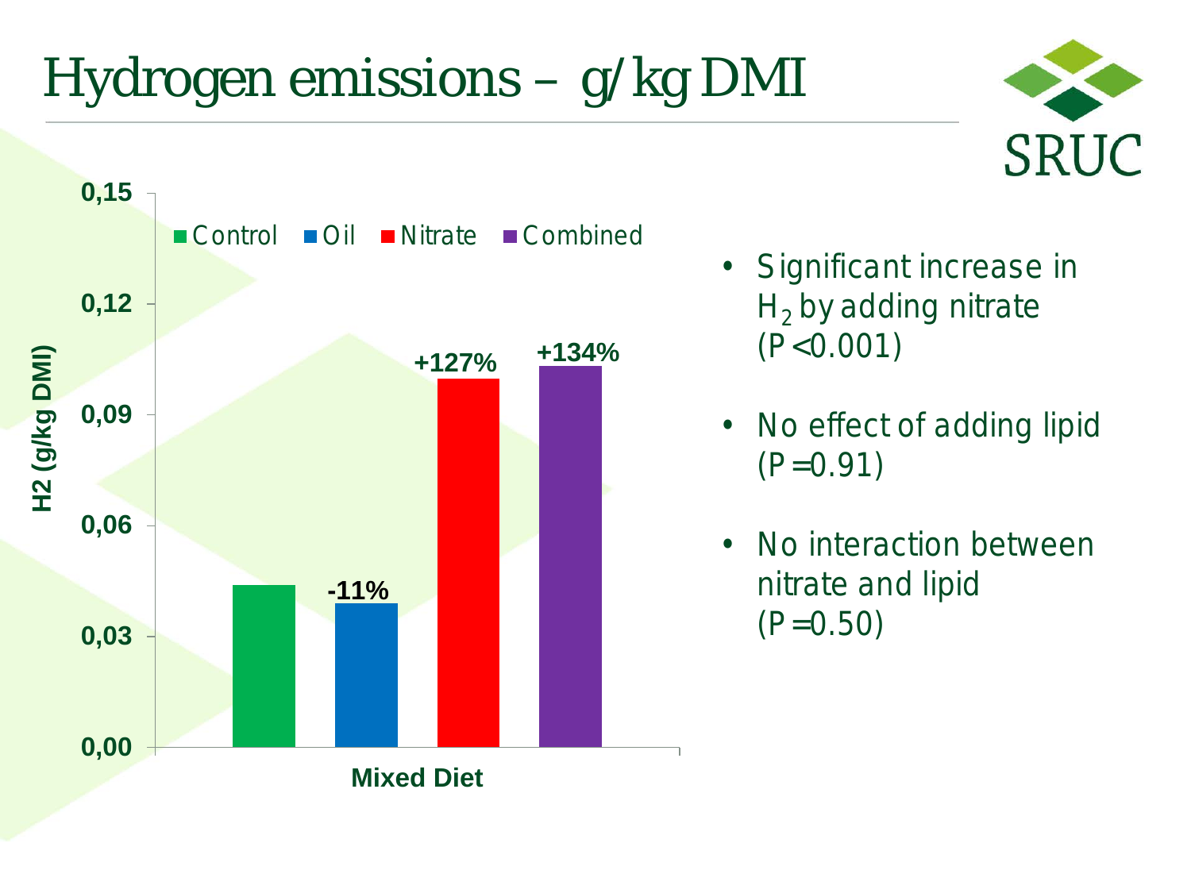# Hydrogen emissions – g/kg DMI

| Mixed Diet | H2 (g/kg DMI) | Change vs Control |
|---|---|---|
| Control | ~0.044 | |
| Oil | ~0.039 | -11% |
| Nitrate | ~0.100 | +127% |
| Combined | ~0.103 | +134% |

- Significant increase in $H_2$ by adding nitrate ($P<0.001$)
- No effect of adding lipid ($P=0.91$)
- No interaction between nitrate and lipid ($P=0.50$)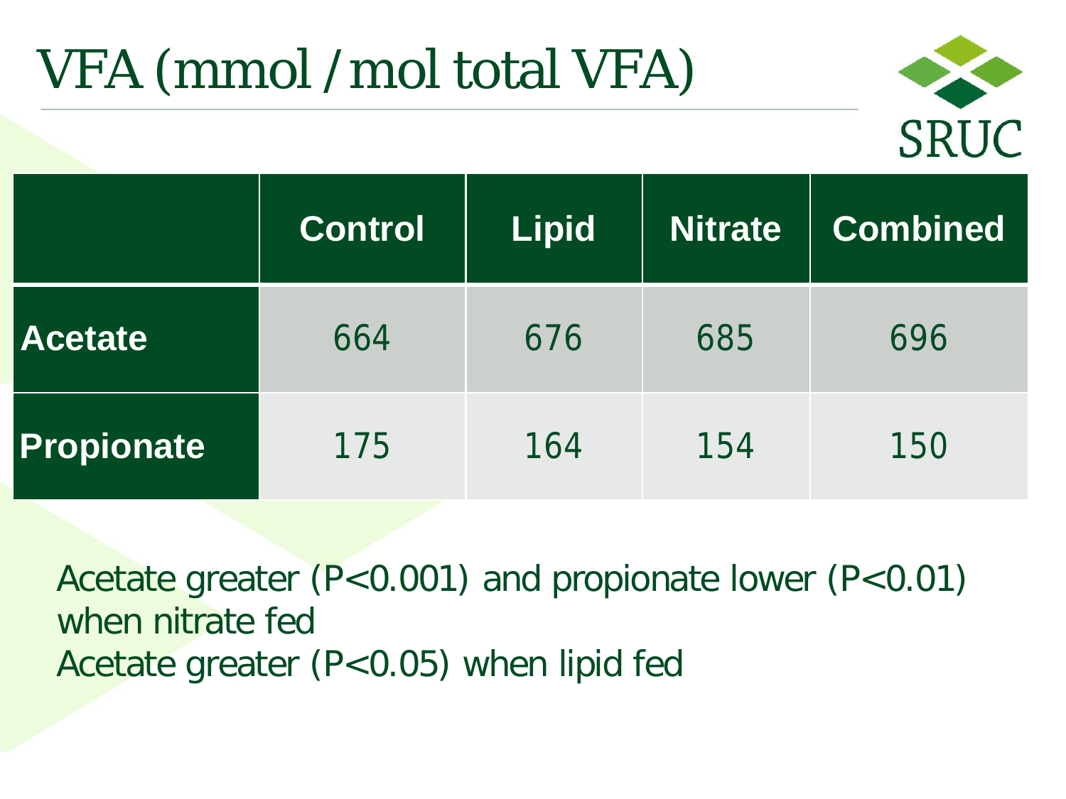# VFA (mmol / mol total VFA)

| | Control | Lipid | Nitrate | Combined |
|---|---|---|---|---|
| **Acetate** | 664 | 676 | 685 | 696 |
| **Propionate** | 175 | 164 | 154 | 150 |

Acetate greater ($P<0.001$) and propionate lower ($P<0.01$) when nitrate fed

Acetate greater ($P<0.05$) when lipid fed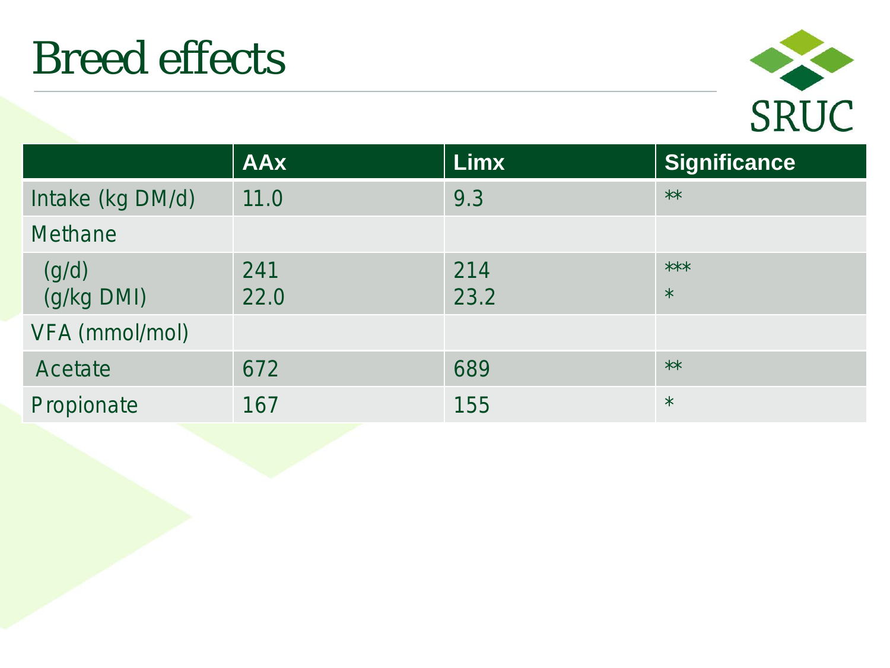# Breed effects

| | AAx | Limx | Significance |
|---|---|---|---|
| Intake (kg DM/d) | 11.0 | 9.3 | ** |
| Methane | | | |
| (g/d)<br>(g/kg DMI) | 241<br>22.0 | 214<br>23.2 | ***<br>* |
| VFA (mmol/mol) | | | |
| Acetate | 672 | 689 | ** |
| Propionate | 167 | 155 | * |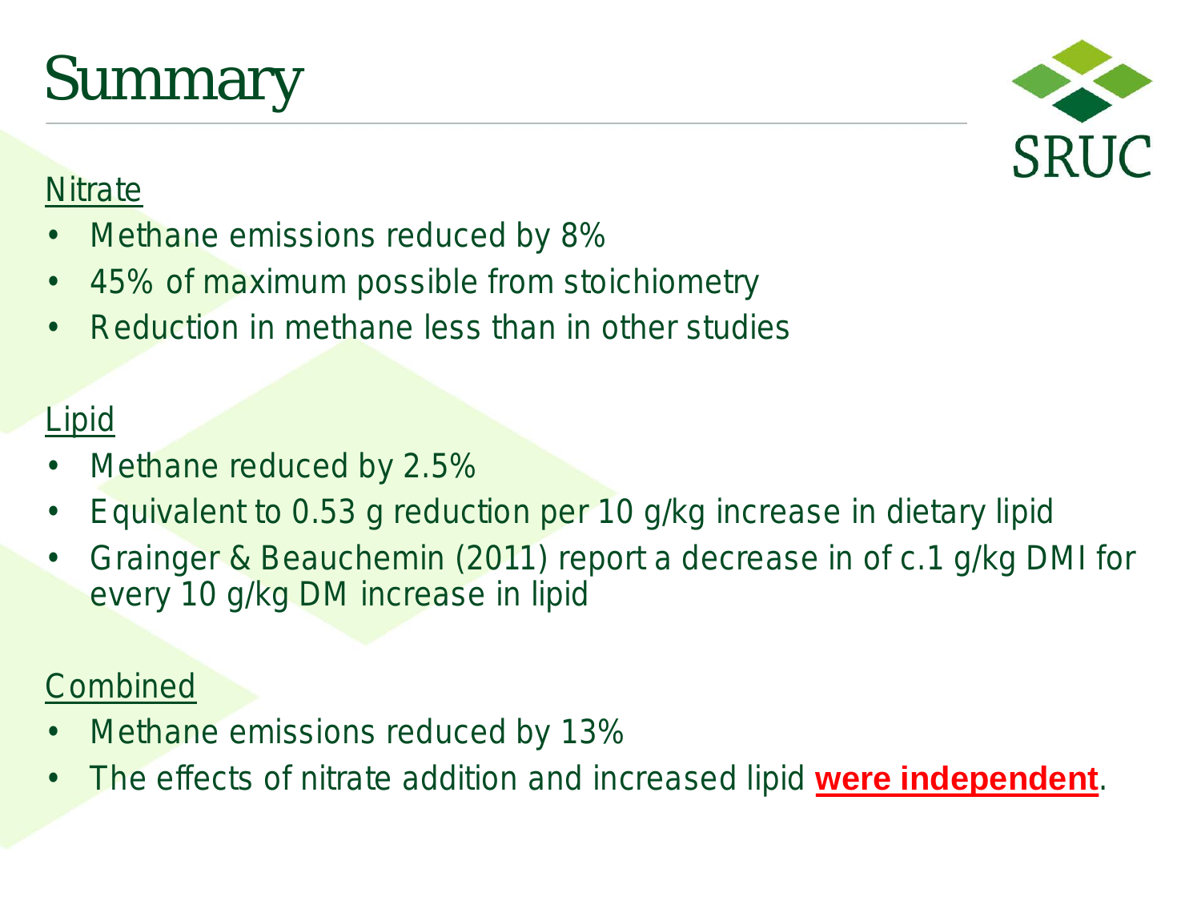# Summary

<u>Nitrate</u>

- Methane emissions reduced by 8%
- 45% of maximum possible from stoichiometry
- Reduction in methane less than in other studies

<u>Lipid</u>

- Methane reduced by 2.5%
- Equivalent to 0.53 g reduction per 10 g/kg increase in dietary lipid
- Grainger & Beauchemin (2011) report a decrease in of c.1 g/kg DMI for every 10 g/kg DM increase in lipid

<u>Combined</u>

- Methane emissions reduced by 13%
- The effects of nitrate addition and increased lipid **<u>were independent</u>**.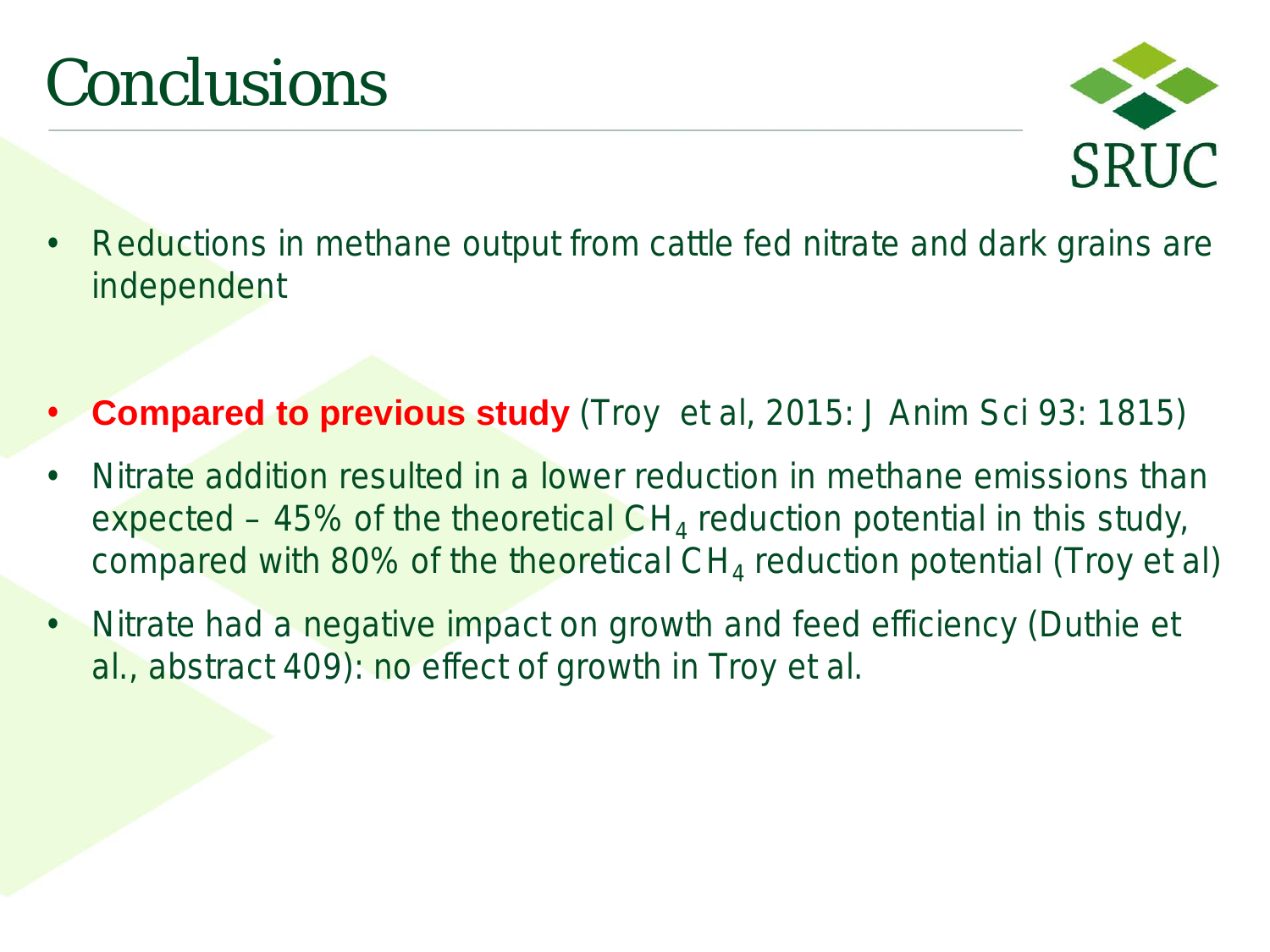# Conclusions

- Reductions in methane output from cattle fed nitrate and dark grains are independent

- **Compared to previous study** (Troy et al, 2015: J Anim Sci 93: 1815)
- Nitrate addition resulted in a lower reduction in methane emissions than expected – 45% of the theoretical $CH_4$ reduction potential in this study, compared with 80% of the theoretical $CH_4$ reduction potential (Troy et al)
- Nitrate had a negative impact on growth and feed efficiency (Duthie et al., abstract 409): no effect of growth in Troy et al.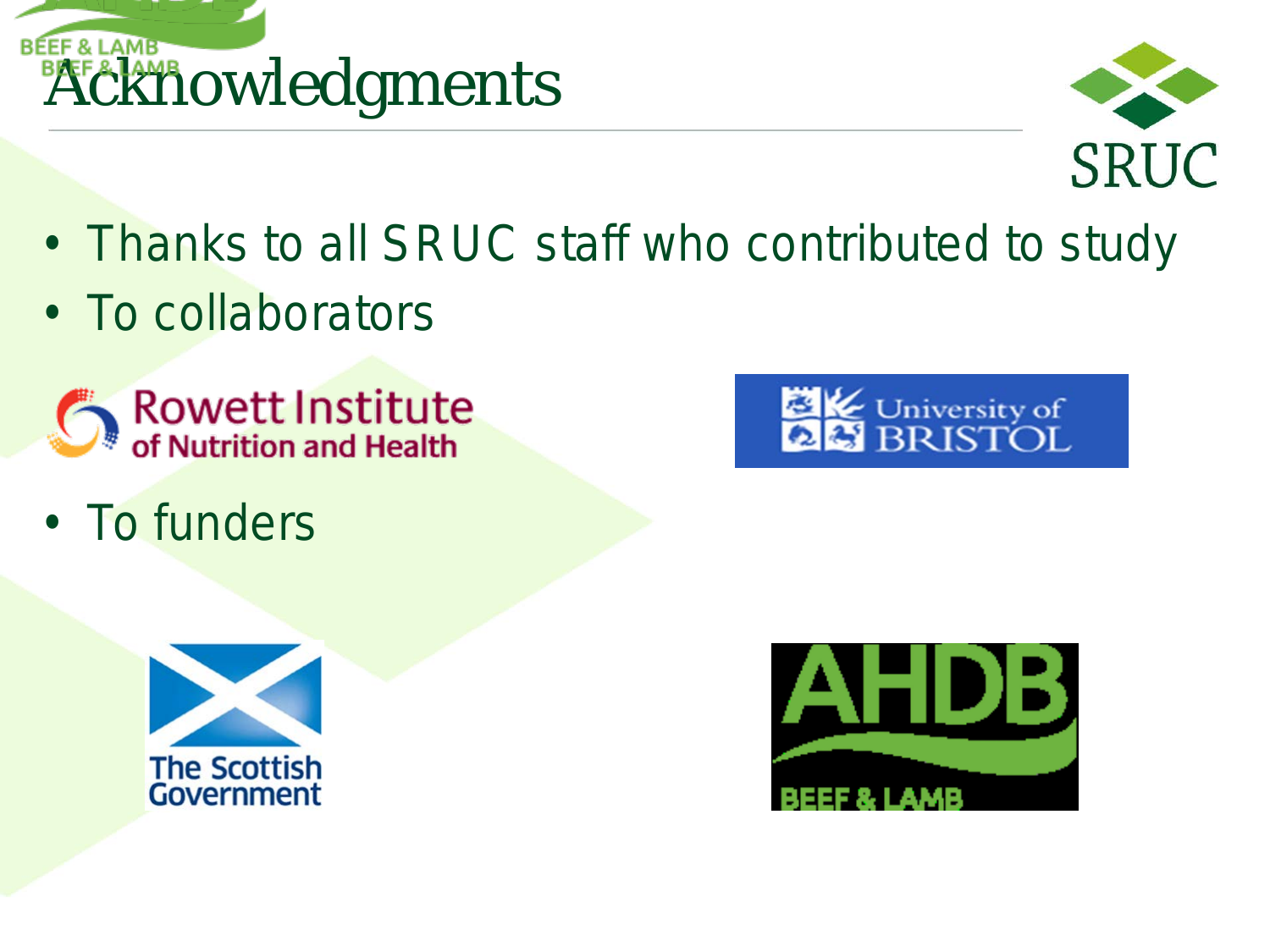# Acknowledgments

- Thanks to all SRUC staff who contributed to study
- To collaborators

Rowett Institute of Nutrition and Health

University of BRISTOL

- To funders

The Scottish Government

AHDB BEEF & LAMB